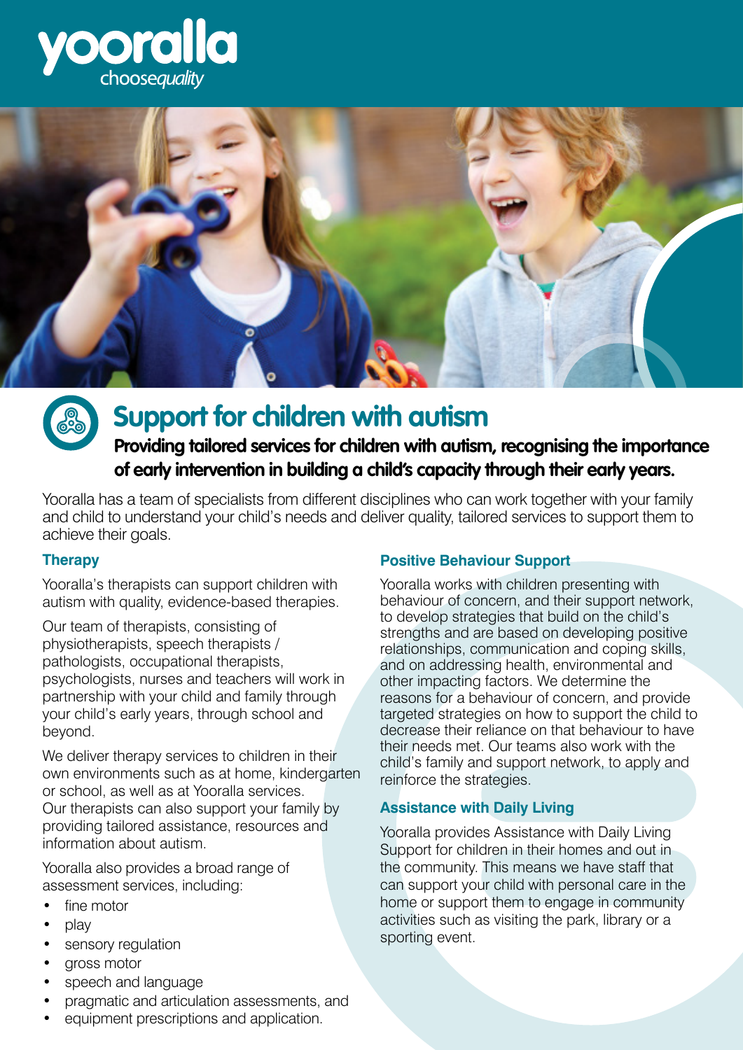yooralla
*choosequality*

# Support for children with autism

**Providing tailored services for children with autism, recognising the importance of early intervention in building a child's capacity through their early years.**

Yooralla has a team of specialists from different disciplines who can work together with your family and child to understand your child's needs and deliver quality, tailored services to support them to achieve their goals.

### Therapy

Yooralla's therapists can support children with autism with quality, evidence-based therapies.

Our team of therapists, consisting of physiotherapists, speech therapists / pathologists, occupational therapists, psychologists, nurses and teachers will work in partnership with your child and family through your child's early years, through school and beyond.

We deliver therapy services to children in their own environments such as at home, kindergarten or school, as well as at Yooralla services. Our therapists can also support your family by providing tailored assistance, resources and information about autism.

Yooralla also provides a broad range of assessment services, including:

- fine motor
- play
- sensory regulation
- gross motor
- speech and language
- pragmatic and articulation assessments, and
- equipment prescriptions and application.

### Positive Behaviour Support

Yooralla works with children presenting with behaviour of concern, and their support network, to develop strategies that build on the child's strengths and are based on developing positive relationships, communication and coping skills, and on addressing health, environmental and other impacting factors. We determine the reasons for a behaviour of concern, and provide targeted strategies on how to support the child to decrease their reliance on that behaviour to have their needs met. Our teams also work with the child's family and support network, to apply and reinforce the strategies.

### Assistance with Daily Living

Yooralla provides Assistance with Daily Living Support for children in their homes and out in the community. This means we have staff that can support your child with personal care in the home or support them to engage in community activities such as visiting the park, library or a sporting event.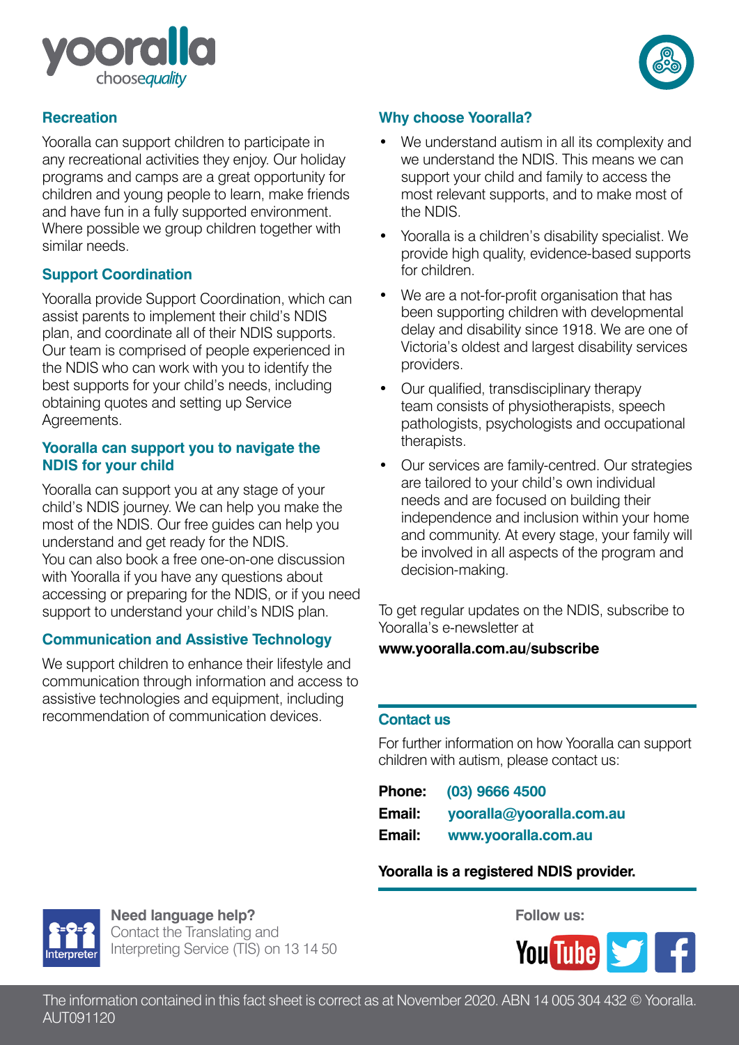## Recreation

Yooralla can support children to participate in any recreational activities they enjoy. Our holiday programs and camps are a great opportunity for children and young people to learn, make friends and have fun in a fully supported environment. Where possible we group children together with similar needs.

## Support Coordination

Yooralla provide Support Coordination, which can assist parents to implement their child's NDIS plan, and coordinate all of their NDIS supports. Our team is comprised of people experienced in the NDIS who can work with you to identify the best supports for your child's needs, including obtaining quotes and setting up Service Agreements.

## Yooralla can support you to navigate the NDIS for your child

Yooralla can support you at any stage of your child's NDIS journey. We can help you make the most of the NDIS. Our free guides can help you understand and get ready for the NDIS.
You can also book a free one-on-one discussion with Yooralla if you have any questions about accessing or preparing for the NDIS, or if you need support to understand your child's NDIS plan.

## Communication and Assistive Technology

We support children to enhance their lifestyle and communication through information and access to assistive technologies and equipment, including recommendation of communication devices.

## Why choose Yooralla?

- We understand autism in all its complexity and we understand the NDIS. This means we can support your child and family to access the most relevant supports, and to make most of the NDIS.
- Yooralla is a children's disability specialist. We provide high quality, evidence-based supports for children.
- We are a not-for-profit organisation that has been supporting children with developmental delay and disability since 1918. We are one of Victoria's oldest and largest disability services providers.
- Our qualified, transdisciplinary therapy team consists of physiotherapists, speech pathologists, psychologists and occupational therapists.
- Our services are family-centred. Our strategies are tailored to your child's own individual needs and are focused on building their independence and inclusion within your home and community. At every stage, your family will be involved in all aspects of the program and decision-making.

To get regular updates on the NDIS, subscribe to Yooralla's e-newsletter at

**www.yooralla.com.au/subscribe**

## Contact us

For further information on how Yooralla can support children with autism, please contact us:

**Phone:** (03) 9666 4500
**Email:** yooralla@yooralla.com.au
**Email:** www.yooralla.com.au

**Yooralla is a registered NDIS provider.**

**Need language help?**
Contact the Translating and Interpreting Service (TIS) on 13 14 50

**Follow us:**

The information contained in this fact sheet is correct as at November 2020. ABN 14 005 304 432 © Yooralla. AUT091120